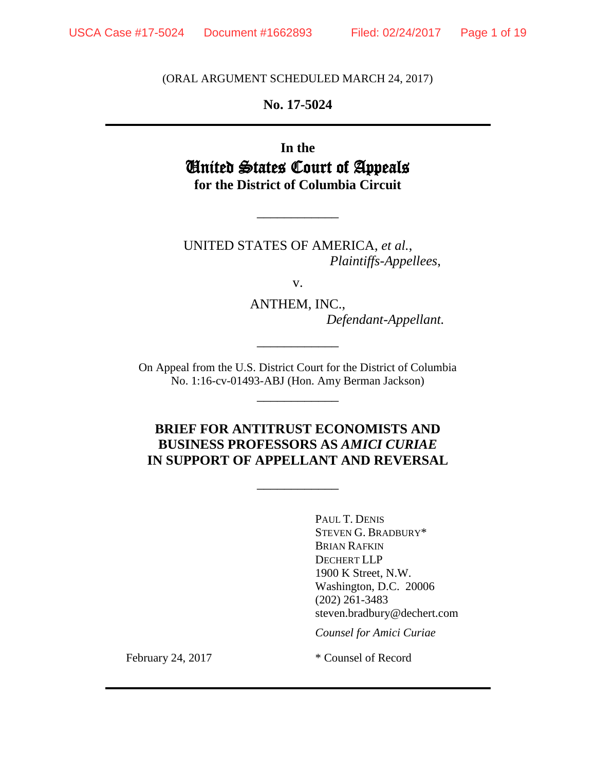(ORAL ARGUMENT SCHEDULED MARCH 24, 2017)

**No. 17-5024**

---

**In the**
# United States Court of Appeals
**for the District of Columbia Circuit**

---

UNITED STATES OF AMERICA, *et al.*,
*Plaintiffs-Appellees*,

v.

ANTHEM, INC.,
*Defendant-Appellant.*

---

On Appeal from the U.S. District Court for the District of Columbia
No. 1:16-cv-01493-ABJ (Hon. Amy Berman Jackson)

---

## BRIEF FOR ANTITRUST ECONOMISTS AND BUSINESS PROFESSORS AS *AMICI CURIAE* IN SUPPORT OF APPELLANT AND REVERSAL

---

PAUL T. DENIS
STEVEN G. BRADBURY*
BRIAN RAFKIN
DECHERT LLP
1900 K Street, N.W.
Washington, D.C. 20006
(202) 261-3483
steven.bradbury@dechert.com

*Counsel for Amici Curiae*

February 24, 2017

* Counsel of Record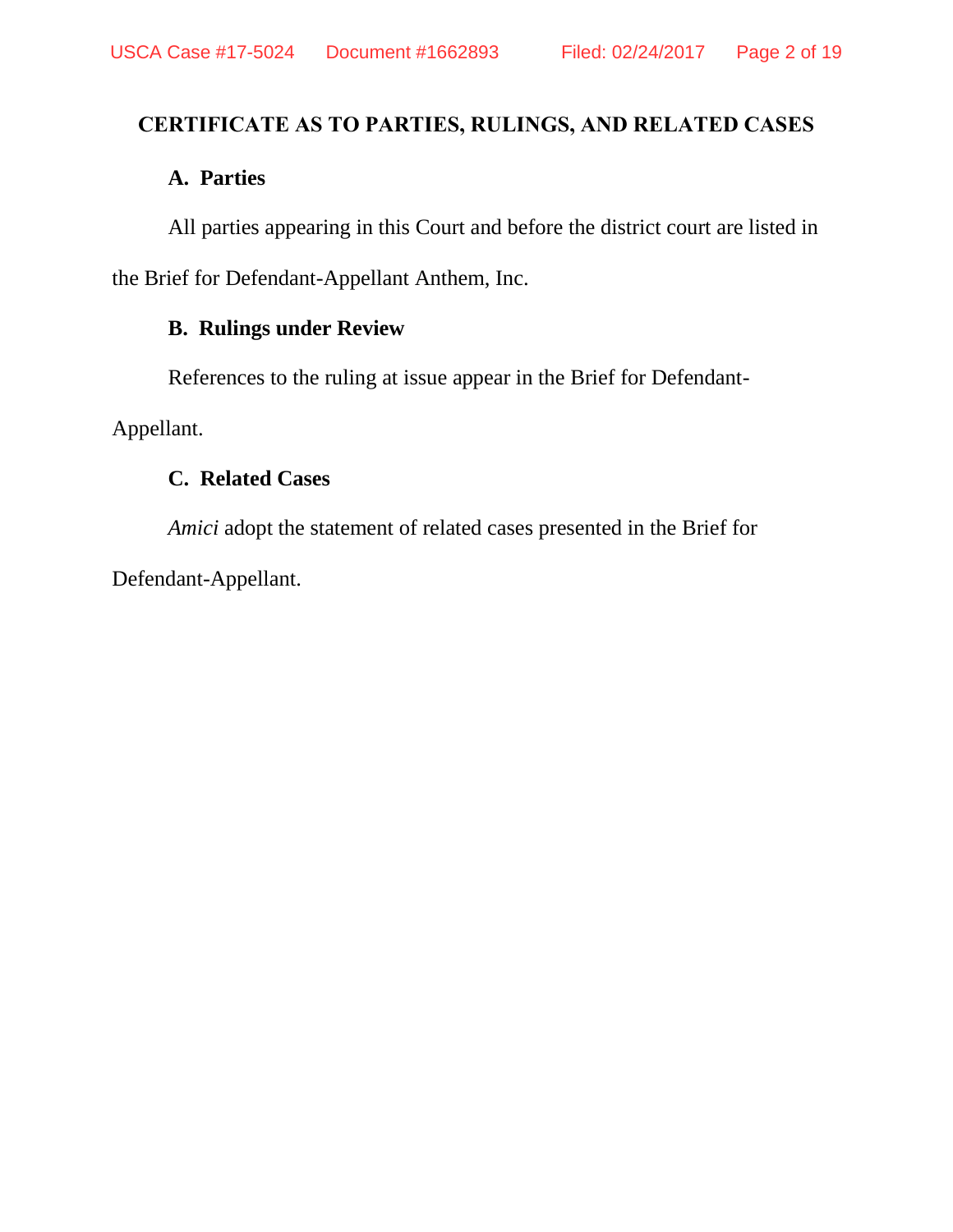## CERTIFICATE AS TO PARTIES, RULINGS, AND RELATED CASES

### A. Parties

All parties appearing in this Court and before the district court are listed in the Brief for Defendant-Appellant Anthem, Inc.

### B. Rulings under Review

References to the ruling at issue appear in the Brief for Defendant-Appellant.

### C. Related Cases

*Amici* adopt the statement of related cases presented in the Brief for Defendant-Appellant.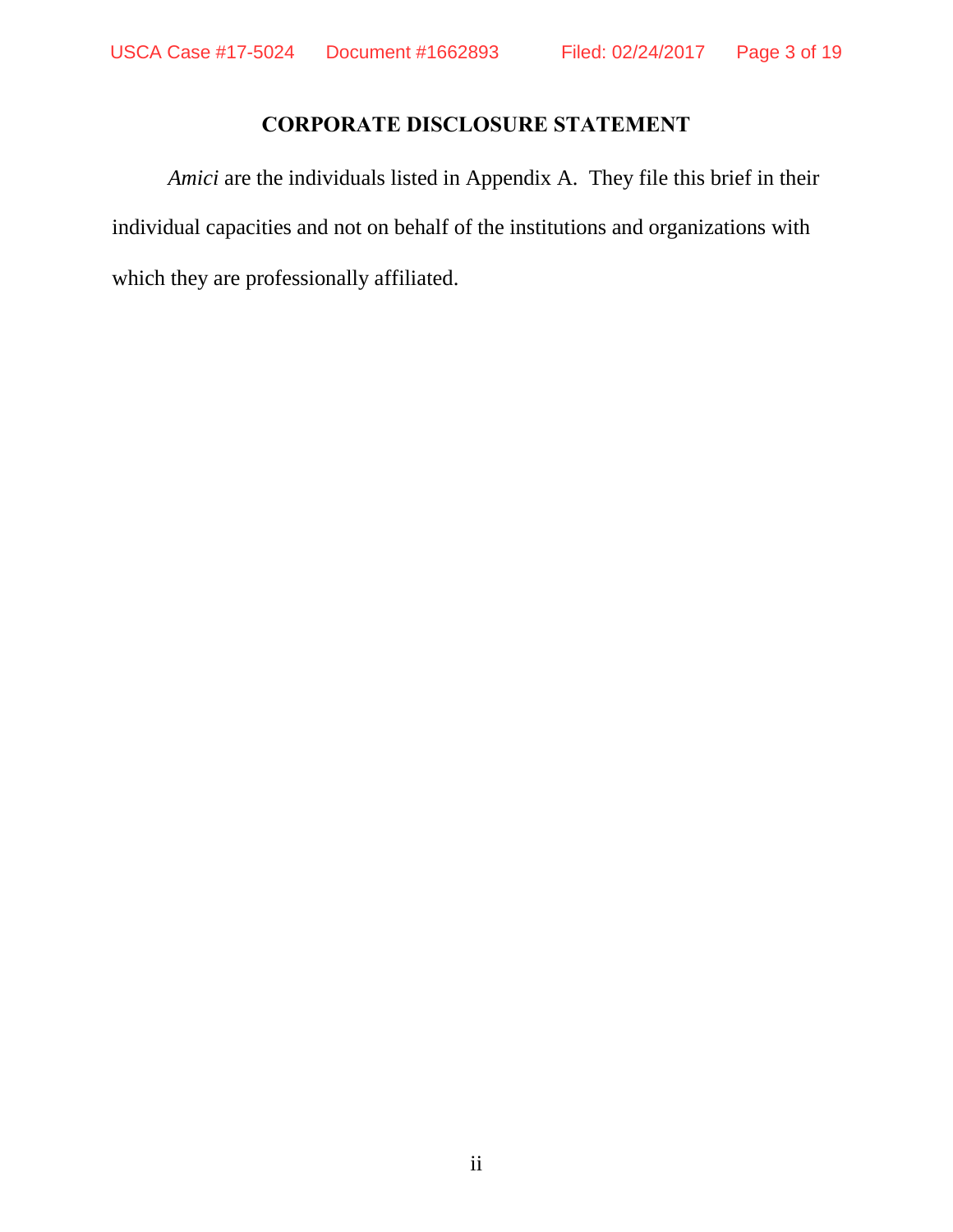## CORPORATE DISCLOSURE STATEMENT

*Amici* are the individuals listed in Appendix A. They file this brief in their individual capacities and not on behalf of the institutions and organizations with which they are professionally affiliated.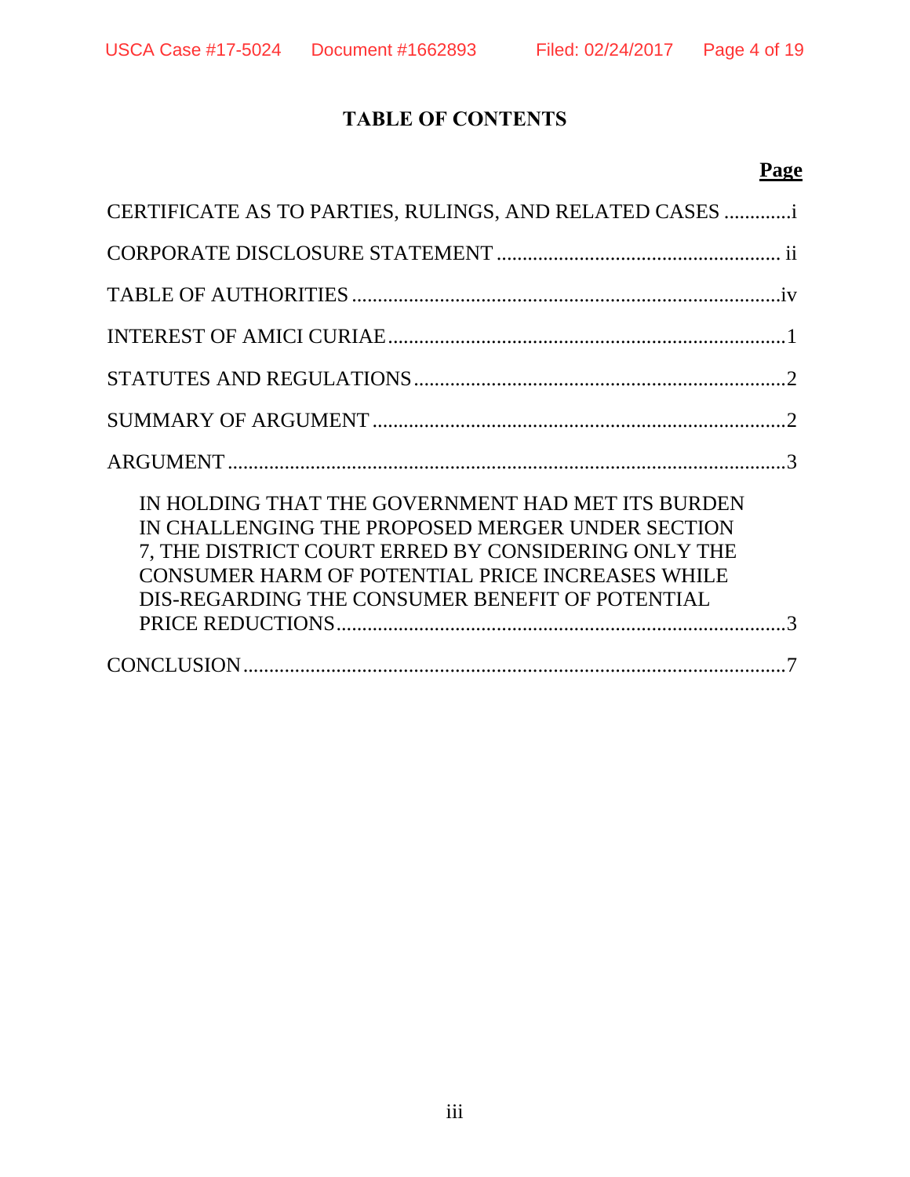# TABLE OF CONTENTS

**Page**

CERTIFICATE AS TO PARTIES, RULINGS, AND RELATED CASES .............i

CORPORATE DISCLOSURE STATEMENT ...................................................... ii

TABLE OF AUTHORITIES ..................................................................................iv

INTEREST OF AMICI CURIAE.............................................................................1

STATUTES AND REGULATIONS........................................................................2

SUMMARY OF ARGUMENT ................................................................................2

ARGUMENT ...........................................................................................................3

IN HOLDING THAT THE GOVERNMENT HAD MET ITS BURDEN IN CHALLENGING THE PROPOSED MERGER UNDER SECTION 7, THE DISTRICT COURT ERRED BY CONSIDERING ONLY THE CONSUMER HARM OF POTENTIAL PRICE INCREASES WHILE DIS-REGARDING THE CONSUMER BENEFIT OF POTENTIAL PRICE REDUCTIONS......................................................................................3

CONCLUSION.........................................................................................................7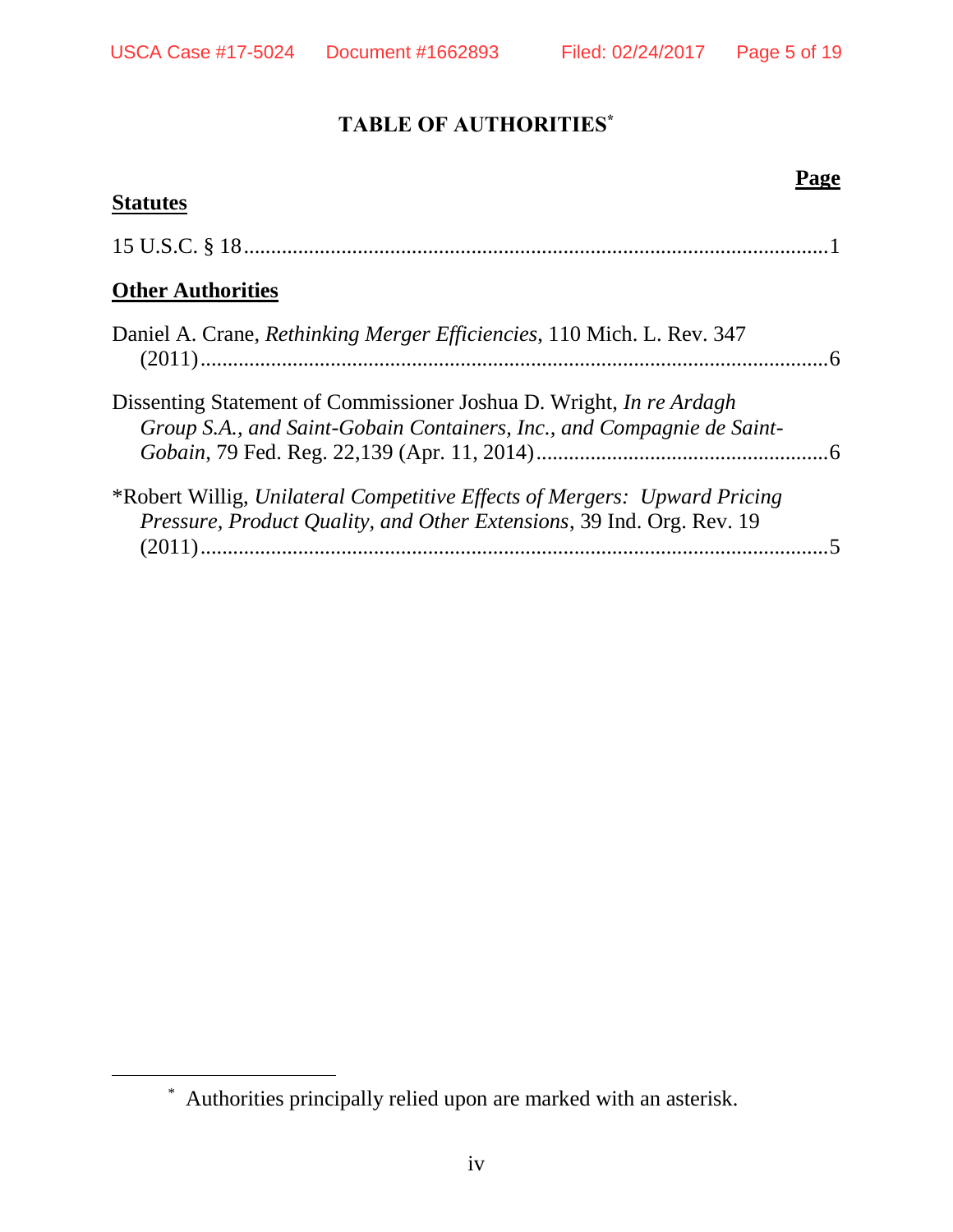# TABLE OF AUTHORITIES[*]

**Page**

**Statutes**

15 U.S.C. § 18 .......................................................... 1

**Other Authorities**

Daniel A. Crane, *Rethinking Merger Efficiencies*, 110 Mich. L. Rev. 347 (2011) .......................................................... 6

Dissenting Statement of Commissioner Joshua D. Wright, *In re Ardagh Group S.A., and Saint-Gobain Containers, Inc., and Compagnie de Saint-Gobain*, 79 Fed. Reg. 22,139 (Apr. 11, 2014) .......................................................... 6

*Robert Willig, *Unilateral Competitive Effects of Mergers: Upward Pricing Pressure, Product Quality, and Other Extensions*, 39 Ind. Org. Rev. 19 (2011) .......................................................... 5

---

[*] Authorities principally relied upon are marked with an asterisk.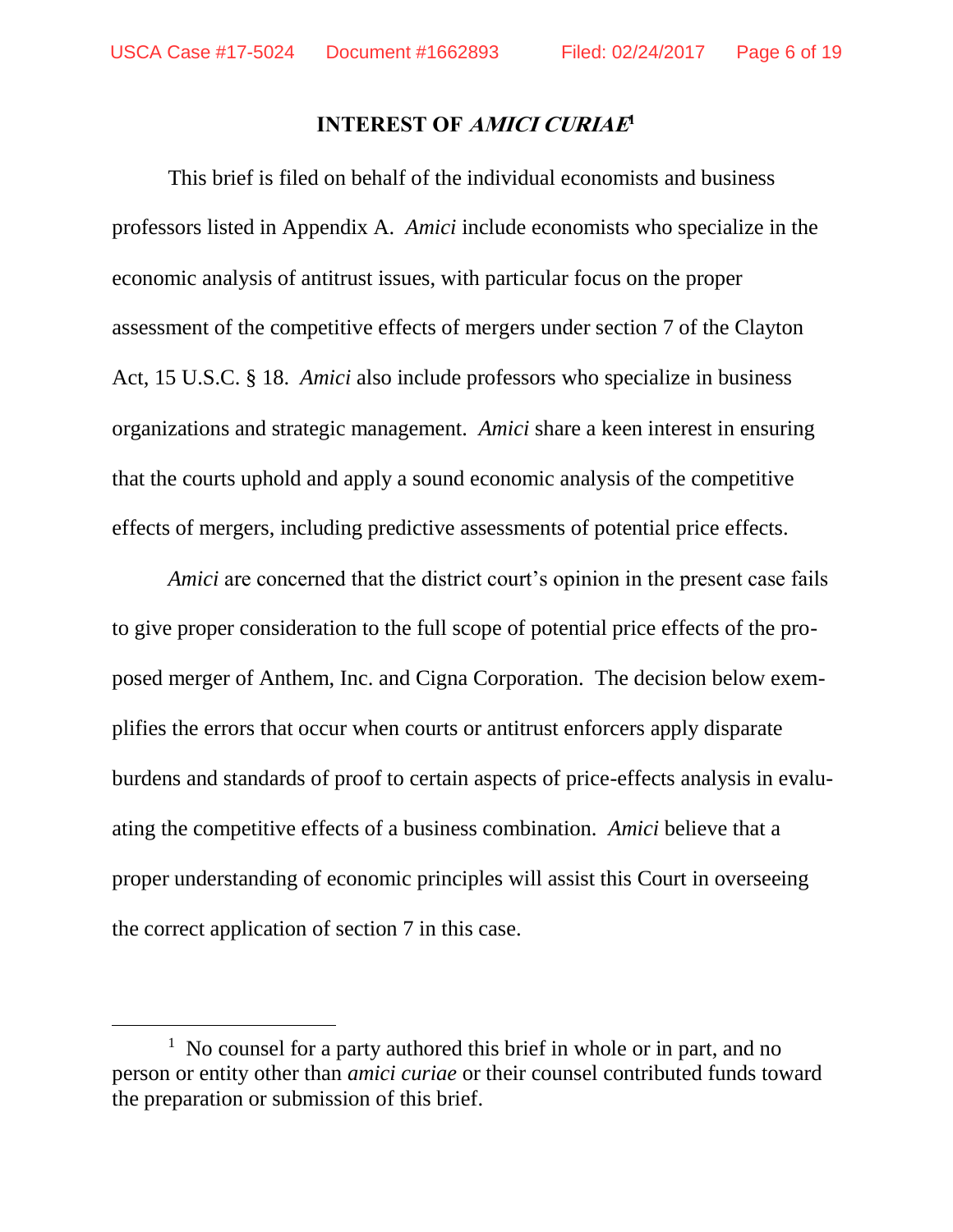## INTEREST OF *AMICI CURIAE*[1]

This brief is filed on behalf of the individual economists and business professors listed in Appendix A. *Amici* include economists who specialize in the economic analysis of antitrust issues, with particular focus on the proper assessment of the competitive effects of mergers under section 7 of the Clayton Act, 15 U.S.C. § 18. *Amici* also include professors who specialize in business organizations and strategic management. *Amici* share a keen interest in ensuring that the courts uphold and apply a sound economic analysis of the competitive effects of mergers, including predictive assessments of potential price effects.

*Amici* are concerned that the district court's opinion in the present case fails to give proper consideration to the full scope of potential price effects of the proposed merger of Anthem, Inc. and Cigna Corporation. The decision below exemplifies the errors that occur when courts or antitrust enforcers apply disparate burdens and standards of proof to certain aspects of price-effects analysis in evaluating the competitive effects of a business combination. *Amici* believe that a proper understanding of economic principles will assist this Court in overseeing the correct application of section 7 in this case.

---

[1] No counsel for a party authored this brief in whole or in part, and no person or entity other than *amici curiae* or their counsel contributed funds toward the preparation or submission of this brief.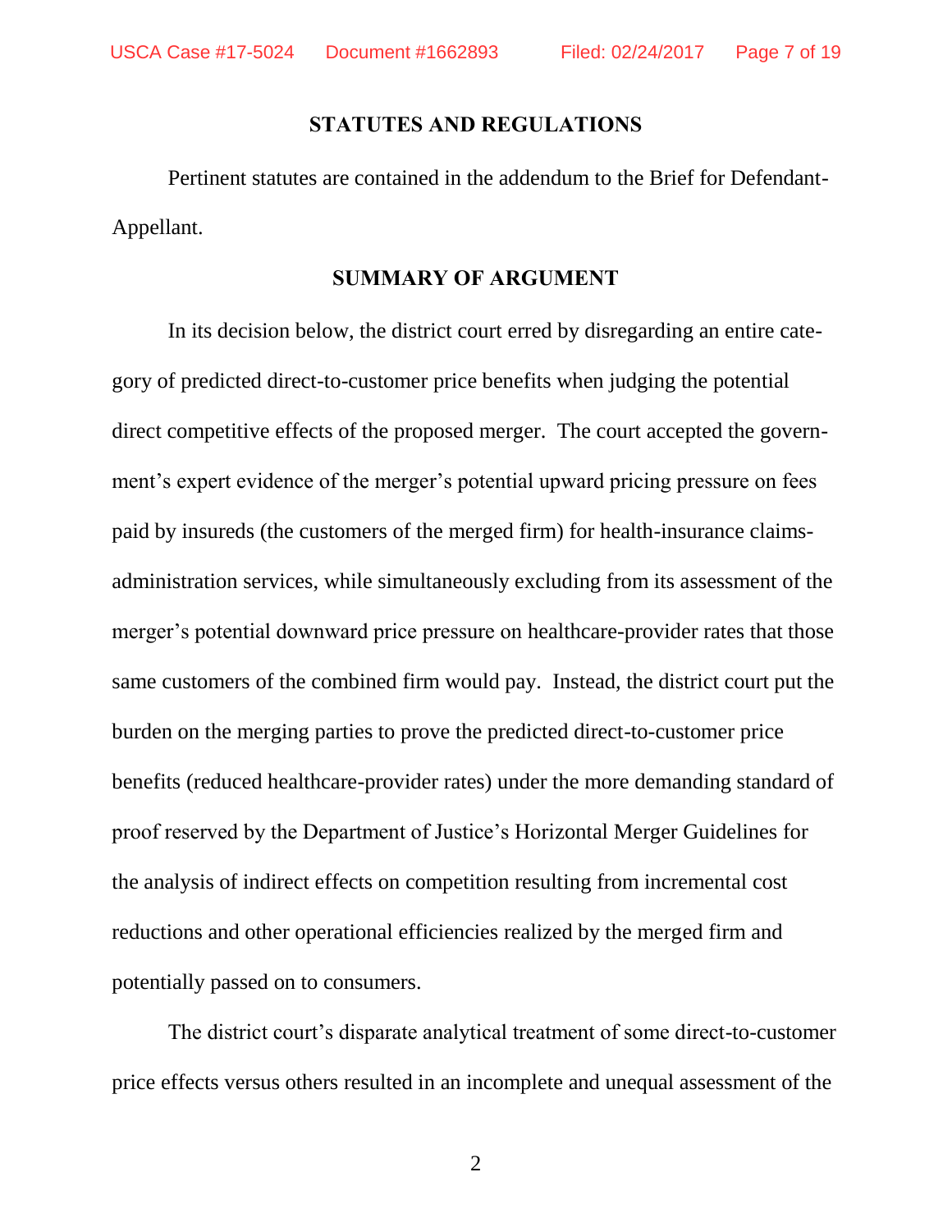## STATUTES AND REGULATIONS

Pertinent statutes are contained in the addendum to the Brief for Defendant-Appellant.

## SUMMARY OF ARGUMENT

In its decision below, the district court erred by disregarding an entire category of predicted direct-to-customer price benefits when judging the potential direct competitive effects of the proposed merger. The court accepted the government's expert evidence of the merger's potential upward pricing pressure on fees paid by insureds (the customers of the merged firm) for health-insurance claims-administration services, while simultaneously excluding from its assessment of the merger's potential downward price pressure on healthcare-provider rates that those same customers of the combined firm would pay. Instead, the district court put the burden on the merging parties to prove the predicted direct-to-customer price benefits (reduced healthcare-provider rates) under the more demanding standard of proof reserved by the Department of Justice's Horizontal Merger Guidelines for the analysis of indirect effects on competition resulting from incremental cost reductions and other operational efficiencies realized by the merged firm and potentially passed on to consumers.

The district court's disparate analytical treatment of some direct-to-customer price effects versus others resulted in an incomplete and unequal assessment of the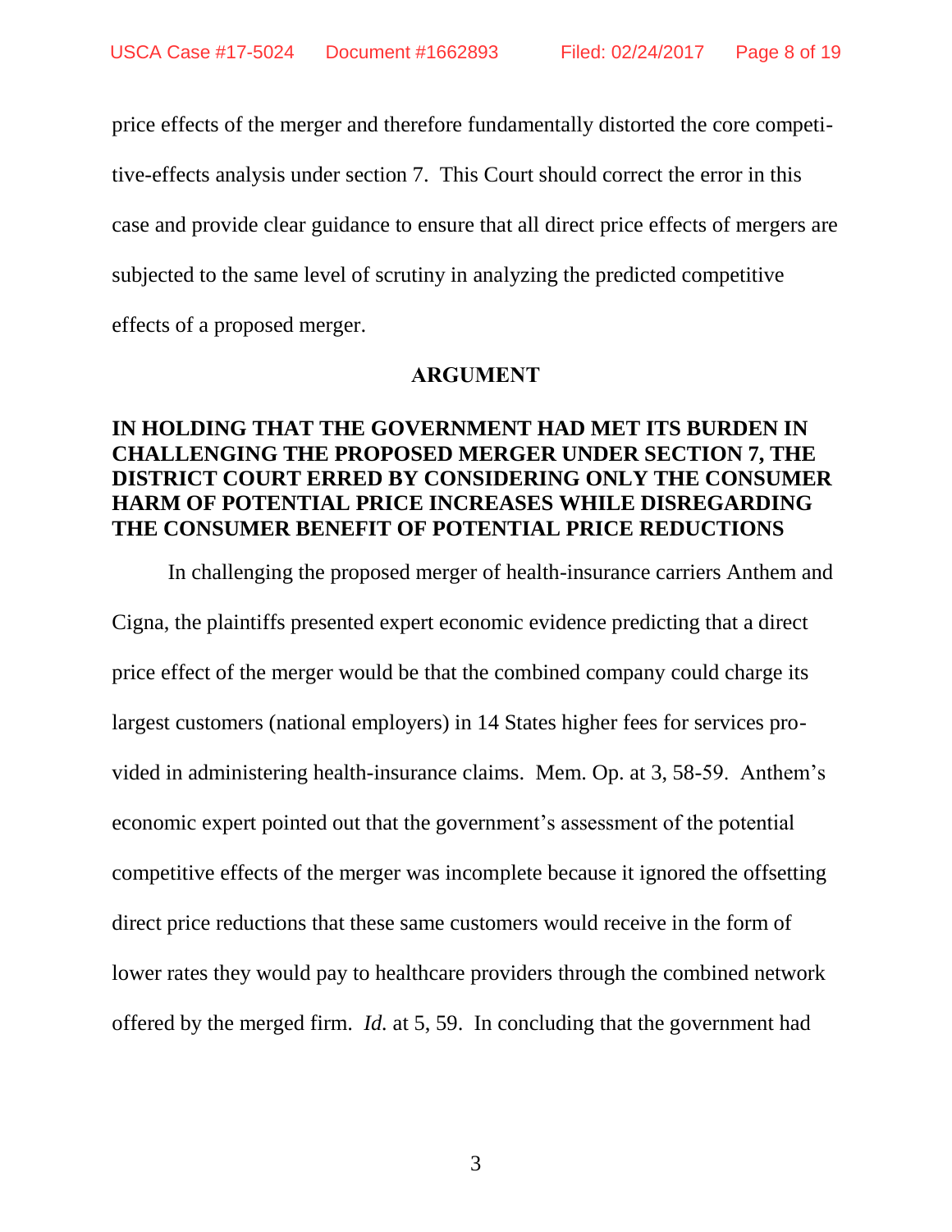price effects of the merger and therefore fundamentally distorted the core competitive-effects analysis under section 7. This Court should correct the error in this case and provide clear guidance to ensure that all direct price effects of mergers are subjected to the same level of scrutiny in analyzing the predicted competitive effects of a proposed merger.

## ARGUMENT

### IN HOLDING THAT THE GOVERNMENT HAD MET ITS BURDEN IN CHALLENGING THE PROPOSED MERGER UNDER SECTION 7, THE DISTRICT COURT ERRED BY CONSIDERING ONLY THE CONSUMER HARM OF POTENTIAL PRICE INCREASES WHILE DISREGARDING THE CONSUMER BENEFIT OF POTENTIAL PRICE REDUCTIONS

In challenging the proposed merger of health-insurance carriers Anthem and Cigna, the plaintiffs presented expert economic evidence predicting that a direct price effect of the merger would be that the combined company could charge its largest customers (national employers) in 14 States higher fees for services provided in administering health-insurance claims. Mem. Op. at 3, 58-59. Anthem's economic expert pointed out that the government's assessment of the potential competitive effects of the merger was incomplete because it ignored the offsetting direct price reductions that these same customers would receive in the form of lower rates they would pay to healthcare providers through the combined network offered by the merged firm. *Id.* at 5, 59. In concluding that the government had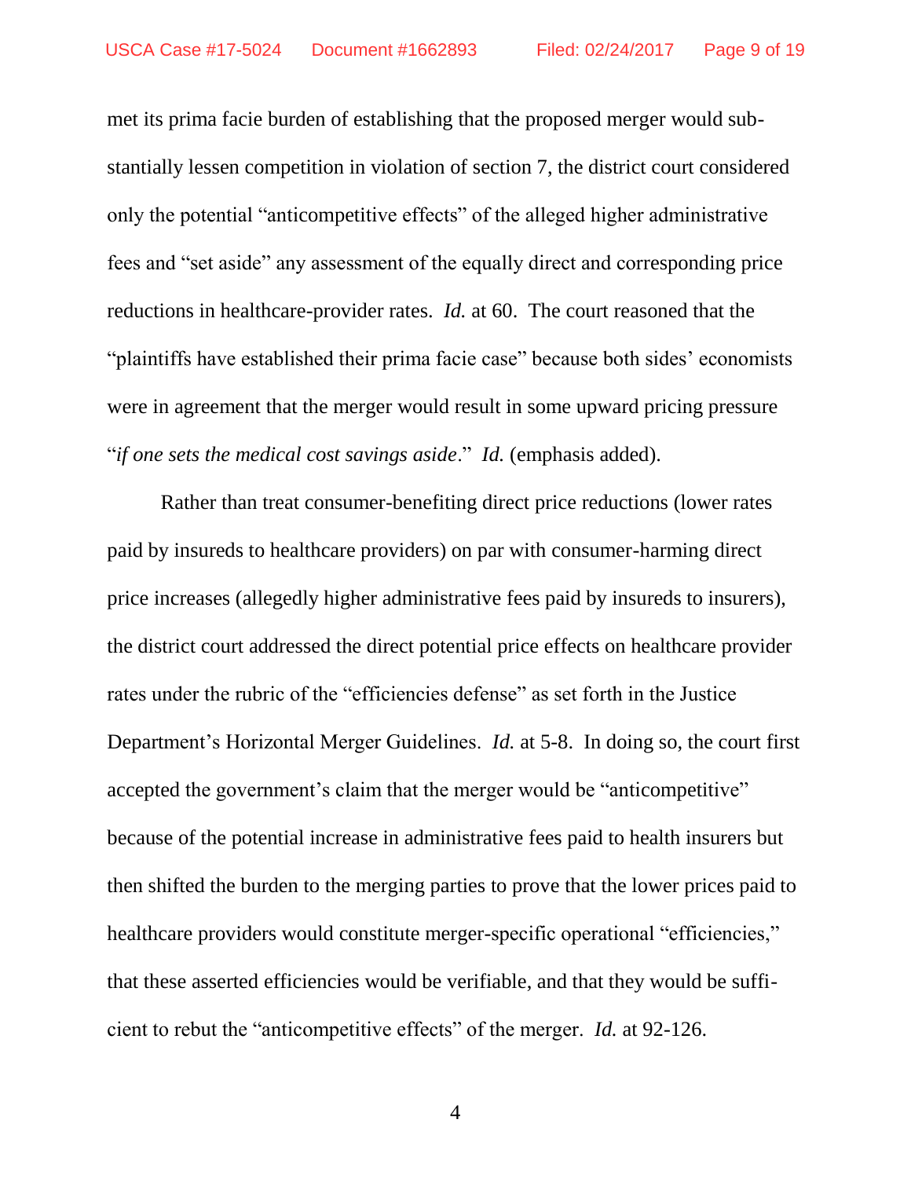met its prima facie burden of establishing that the proposed merger would substantially lessen competition in violation of section 7, the district court considered only the potential "anticompetitive effects" of the alleged higher administrative fees and "set aside" any assessment of the equally direct and corresponding price reductions in healthcare-provider rates. *Id.* at 60. The court reasoned that the "plaintiffs have established their prima facie case" because both sides' economists were in agreement that the merger would result in some upward pricing pressure "*if one sets the medical cost savings aside*." *Id.* (emphasis added).

Rather than treat consumer-benefiting direct price reductions (lower rates paid by insureds to healthcare providers) on par with consumer-harming direct price increases (allegedly higher administrative fees paid by insureds to insurers), the district court addressed the direct potential price effects on healthcare provider rates under the rubric of the "efficiencies defense" as set forth in the Justice Department's Horizontal Merger Guidelines. *Id.* at 5-8. In doing so, the court first accepted the government's claim that the merger would be "anticompetitive" because of the potential increase in administrative fees paid to health insurers but then shifted the burden to the merging parties to prove that the lower prices paid to healthcare providers would constitute merger-specific operational "efficiencies," that these asserted efficiencies would be verifiable, and that they would be sufficient to rebut the "anticompetitive effects" of the merger. *Id.* at 92-126.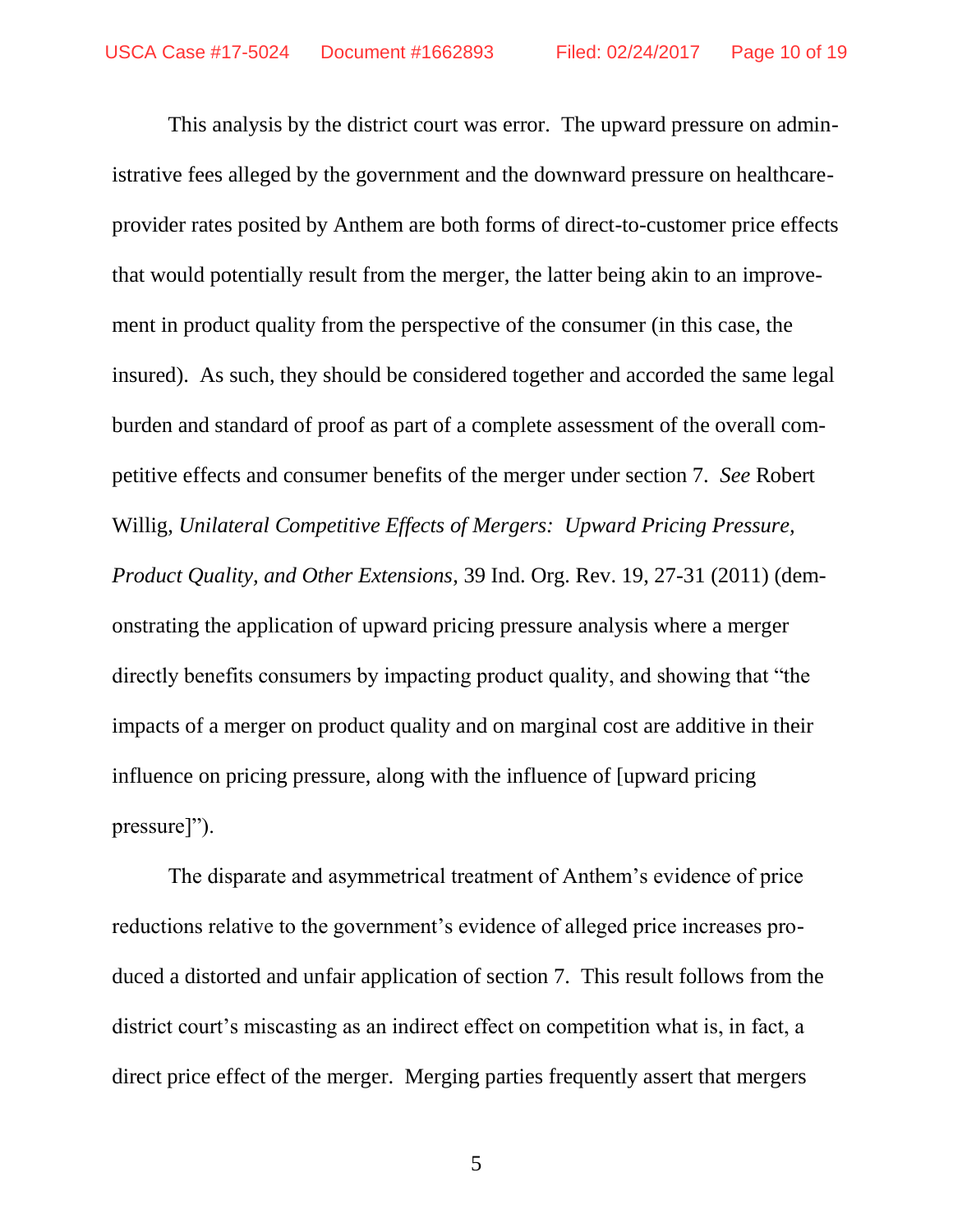This analysis by the district court was error. The upward pressure on administrative fees alleged by the government and the downward pressure on healthcare-provider rates posited by Anthem are both forms of direct-to-customer price effects that would potentially result from the merger, the latter being akin to an improvement in product quality from the perspective of the consumer (in this case, the insured). As such, they should be considered together and accorded the same legal burden and standard of proof as part of a complete assessment of the overall competitive effects and consumer benefits of the merger under section 7. *See* Robert Willig, *Unilateral Competitive Effects of Mergers: Upward Pricing Pressure, Product Quality, and Other Extensions*, 39 Ind. Org. Rev. 19, 27-31 (2011) (demonstrating the application of upward pricing pressure analysis where a merger directly benefits consumers by impacting product quality, and showing that "the impacts of a merger on product quality and on marginal cost are additive in their influence on pricing pressure, along with the influence of [upward pricing pressure]").

The disparate and asymmetrical treatment of Anthem's evidence of price reductions relative to the government's evidence of alleged price increases produced a distorted and unfair application of section 7. This result follows from the district court's miscasting as an indirect effect on competition what is, in fact, a direct price effect of the merger. Merging parties frequently assert that mergers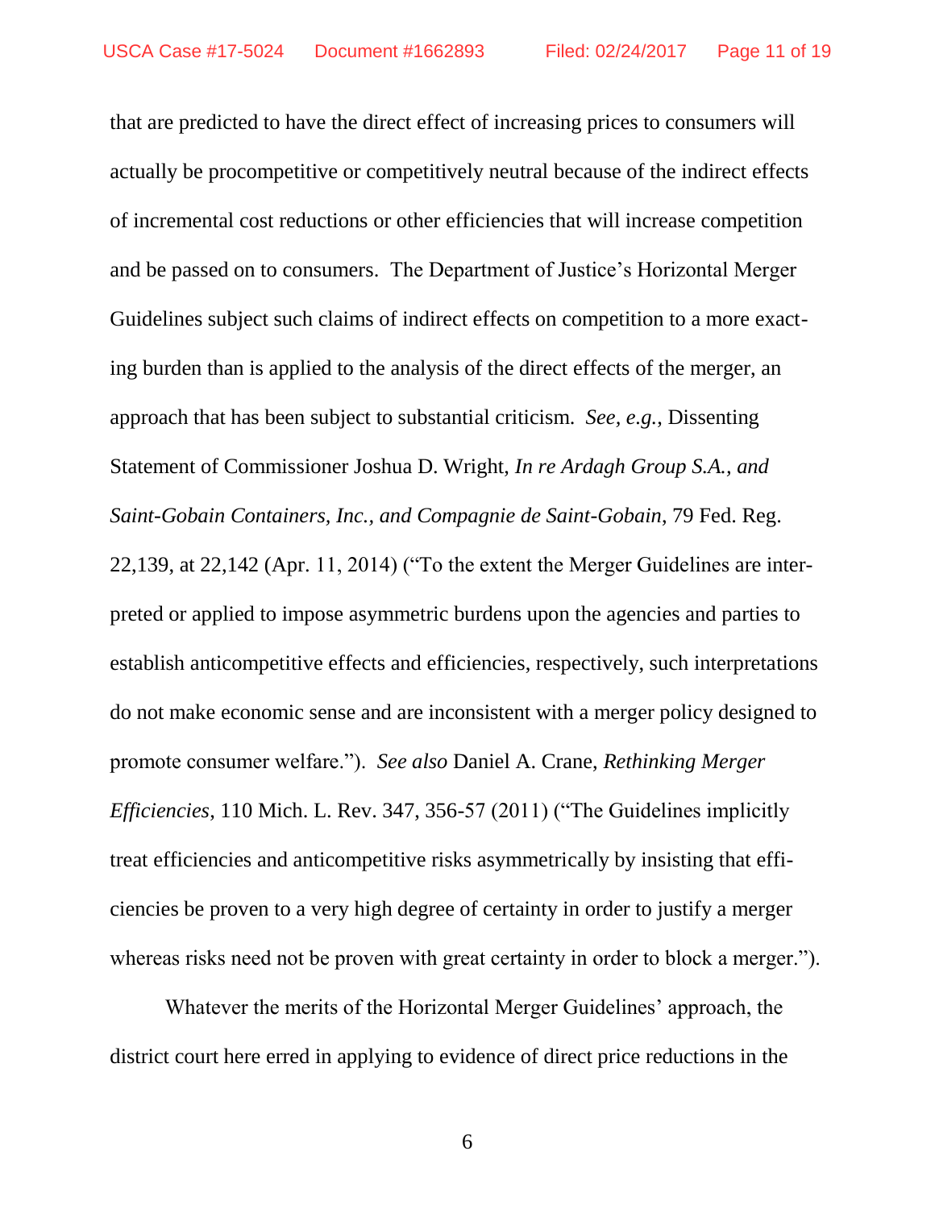that are predicted to have the direct effect of increasing prices to consumers will actually be procompetitive or competitively neutral because of the indirect effects of incremental cost reductions or other efficiencies that will increase competition and be passed on to consumers. The Department of Justice's Horizontal Merger Guidelines subject such claims of indirect effects on competition to a more exacting burden than is applied to the analysis of the direct effects of the merger, an approach that has been subject to substantial criticism. *See, e.g.*, Dissenting Statement of Commissioner Joshua D. Wright, *In re Ardagh Group S.A., and Saint-Gobain Containers, Inc., and Compagnie de Saint-Gobain*, 79 Fed. Reg. 22,139, at 22,142 (Apr. 11, 2014) ("To the extent the Merger Guidelines are interpreted or applied to impose asymmetric burdens upon the agencies and parties to establish anticompetitive effects and efficiencies, respectively, such interpretations do not make economic sense and are inconsistent with a merger policy designed to promote consumer welfare."). *See also* Daniel A. Crane, *Rethinking Merger Efficiencies*, 110 Mich. L. Rev. 347, 356-57 (2011) ("The Guidelines implicitly treat efficiencies and anticompetitive risks asymmetrically by insisting that efficiencies be proven to a very high degree of certainty in order to justify a merger whereas risks need not be proven with great certainty in order to block a merger.").

Whatever the merits of the Horizontal Merger Guidelines' approach, the district court here erred in applying to evidence of direct price reductions in the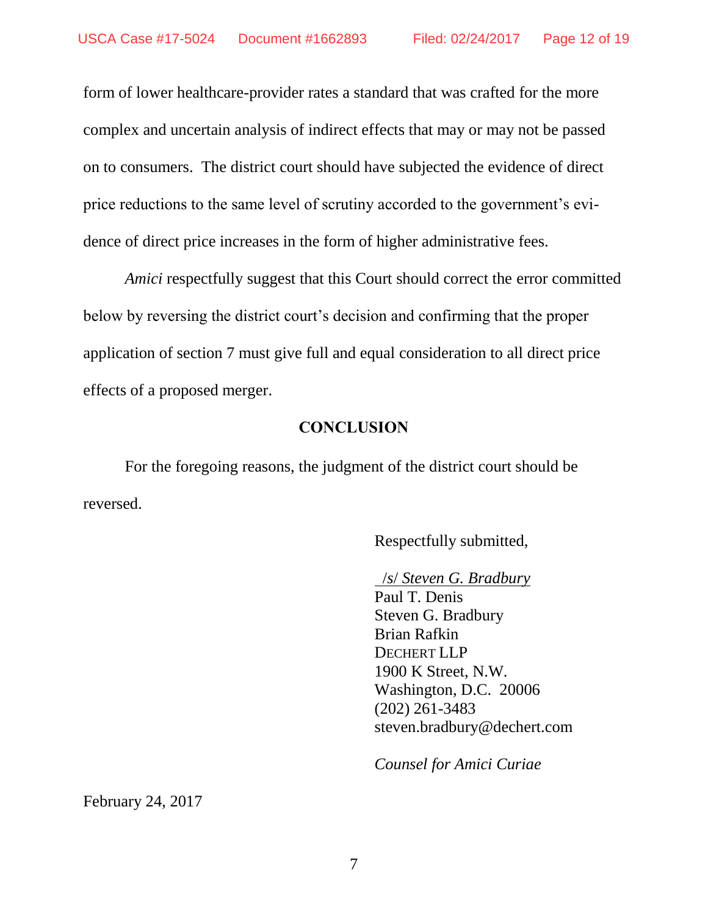form of lower healthcare-provider rates a standard that was crafted for the more complex and uncertain analysis of indirect effects that may or may not be passed on to consumers. The district court should have subjected the evidence of direct price reductions to the same level of scrutiny accorded to the government's evidence of direct price increases in the form of higher administrative fees.

*Amici* respectfully suggest that this Court should correct the error committed below by reversing the district court's decision and confirming that the proper application of section 7 must give full and equal consideration to all direct price effects of a proposed merger.

## CONCLUSION

For the foregoing reasons, the judgment of the district court should be reversed.

Respectfully submitted,

/s/ *Steven G. Bradbury*
Paul T. Denis
Steven G. Bradbury
Brian Rafkin
DECHERT LLP
1900 K Street, N.W.
Washington, D.C. 20006
(202) 261-3483
steven.bradbury@dechert.com

*Counsel for Amici Curiae*

February 24, 2017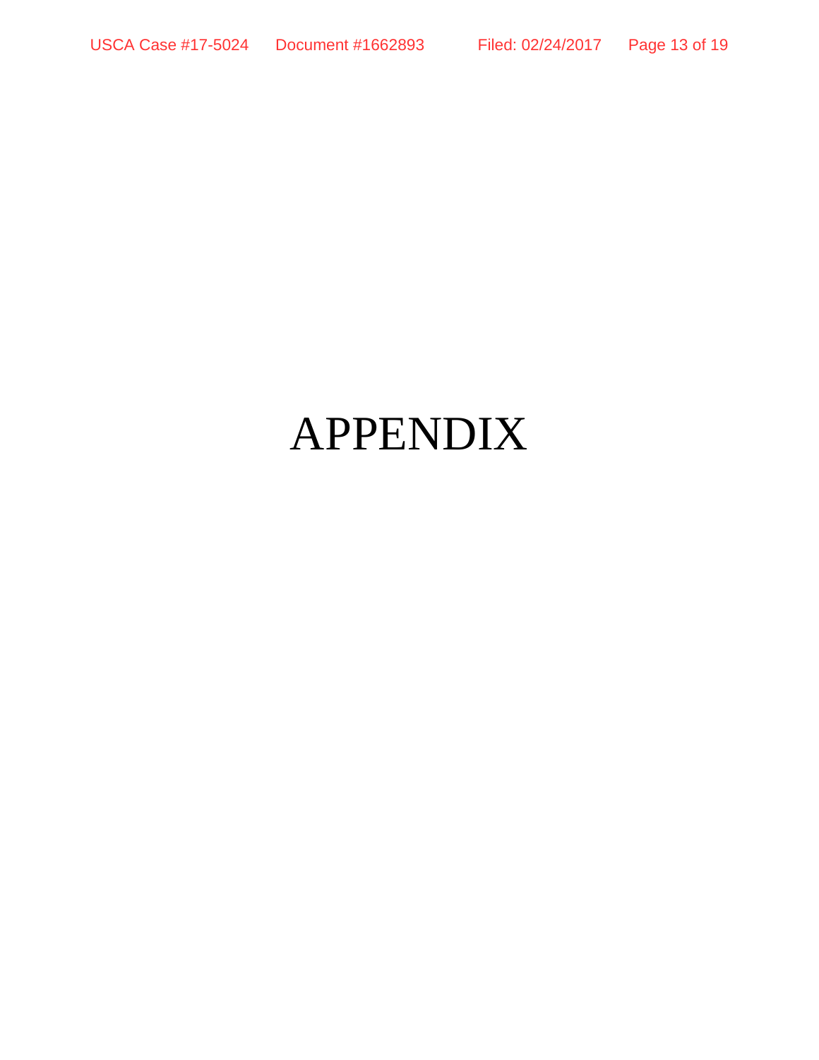# APPENDIX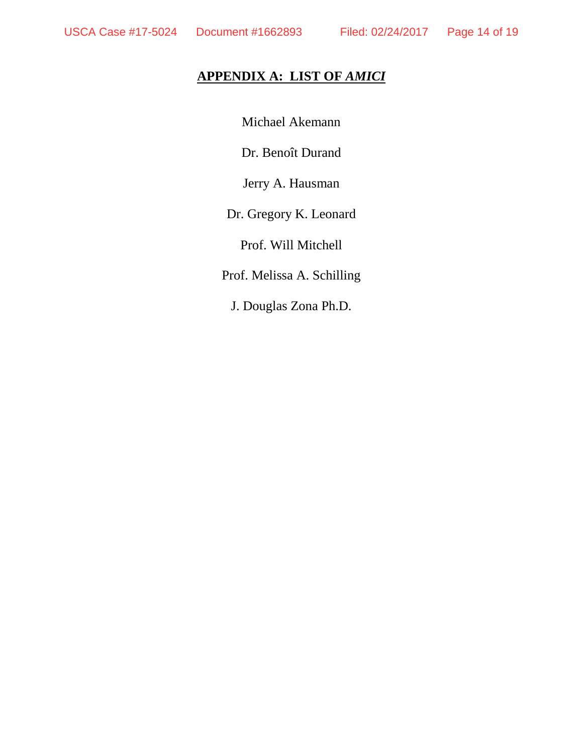# **APPENDIX A: LIST OF *AMICI***

Michael Akemann

Dr. Benoît Durand

Jerry A. Hausman

Dr. Gregory K. Leonard

Prof. Will Mitchell

Prof. Melissa A. Schilling

J. Douglas Zona Ph.D.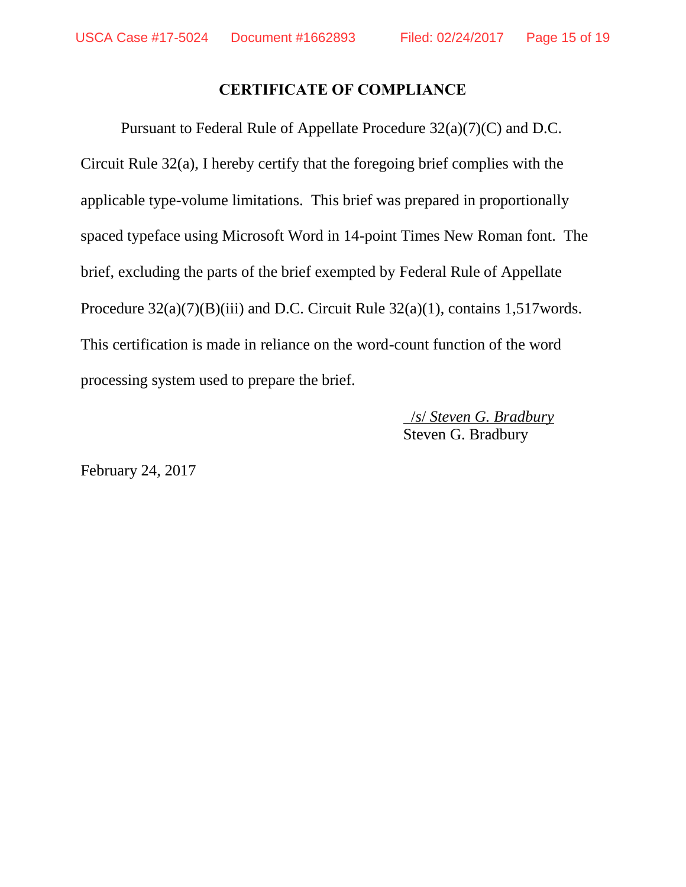## CERTIFICATE OF COMPLIANCE

Pursuant to Federal Rule of Appellate Procedure 32(a)(7)(C) and D.C. Circuit Rule 32(a), I hereby certify that the foregoing brief complies with the applicable type-volume limitations. This brief was prepared in proportionally spaced typeface using Microsoft Word in 14-point Times New Roman font. The brief, excluding the parts of the brief exempted by Federal Rule of Appellate Procedure 32(a)(7)(B)(iii) and D.C. Circuit Rule 32(a)(1), contains 1,517words. This certification is made in reliance on the word-count function of the word processing system used to prepare the brief.

/s/ *Steven G. Bradbury*
Steven G. Bradbury

February 24, 2017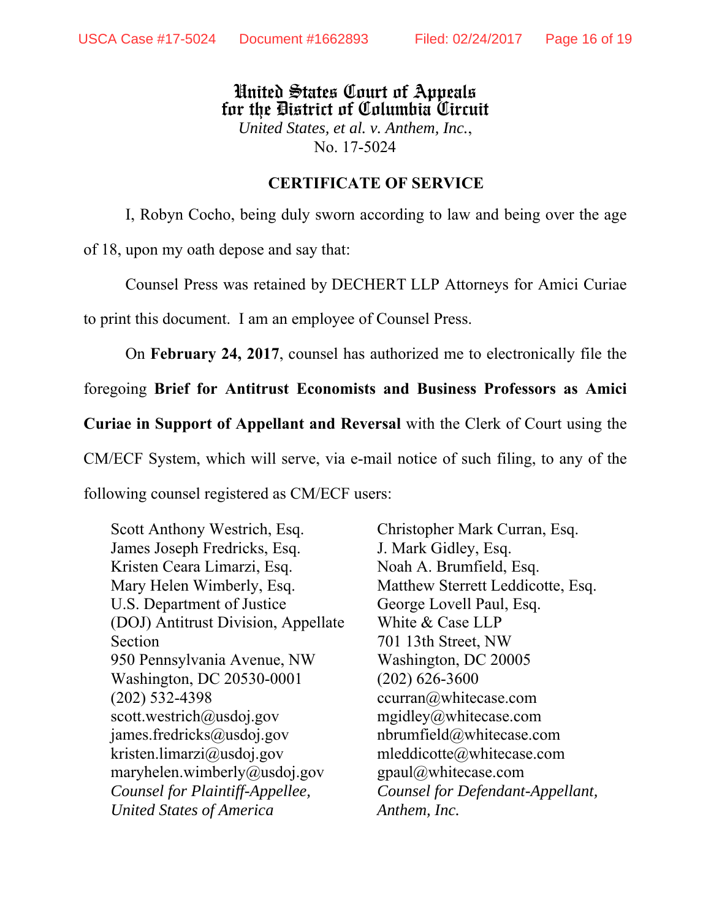**United States Court of Appeals**
**for the District of Columbia Circuit**

*United States, et al. v. Anthem, Inc.*,
No. 17-5024

## CERTIFICATE OF SERVICE

I, Robyn Cocho, being duly sworn according to law and being over the age of 18, upon my oath depose and say that:

Counsel Press was retained by DECHERT LLP Attorneys for Amici Curiae to print this document. I am an employee of Counsel Press.

On **February 24, 2017**, counsel has authorized me to electronically file the foregoing **Brief for Antitrust Economists and Business Professors as Amici Curiae in Support of Appellant and Reversal** with the Clerk of Court using the CM/ECF System, which will serve, via e-mail notice of such filing, to any of the following counsel registered as CM/ECF users:

Scott Anthony Westrich, Esq.
James Joseph Fredricks, Esq.
Kristen Ceara Limarzi, Esq.
Mary Helen Wimberly, Esq.
U.S. Department of Justice
(DOJ) Antitrust Division, Appellate Section
950 Pennsylvania Avenue, NW
Washington, DC 20530-0001
(202) 532-4398
scott.westrich@usdoj.gov
james.fredricks@usdoj.gov
kristen.limarzi@usdoj.gov
maryhelen.wimberly@usdoj.gov
*Counsel for Plaintiff-Appellee, United States of America*

Christopher Mark Curran, Esq.
J. Mark Gidley, Esq.
Noah A. Brumfield, Esq.
Matthew Sterrett Leddicotte, Esq.
George Lovell Paul, Esq.
White & Case LLP
701 13th Street, NW
Washington, DC 20005
(202) 626-3600
ccurran@whitecase.com
mgidley@whitecase.com
nbrumfield@whitecase.com
mleddicotte@whitecase.com
gpaul@whitecase.com
*Counsel for Defendant-Appellant, Anthem, Inc.*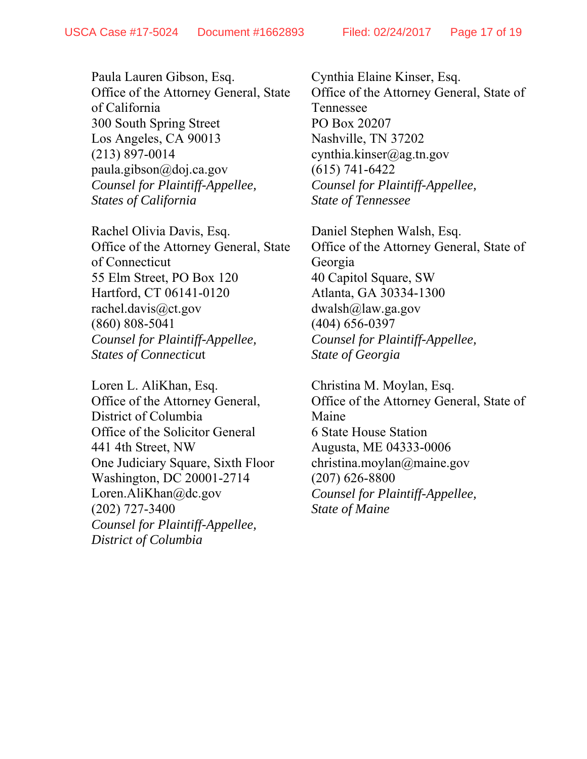Paula Lauren Gibson, Esq.
Office of the Attorney General, State of California
300 South Spring Street
Los Angeles, CA 90013
(213) 897-0014
paula.gibson@doj.ca.gov
*Counsel for Plaintiff-Appellee, States of California*

Rachel Olivia Davis, Esq.
Office of the Attorney General, State of Connecticut
55 Elm Street, PO Box 120
Hartford, CT 06141-0120
rachel.davis@ct.gov
(860) 808-5041
*Counsel for Plaintiff-Appellee, States of Connecticut*

Loren L. AliKhan, Esq.
Office of the Attorney General, District of Columbia
Office of the Solicitor General
441 4th Street, NW
One Judiciary Square, Sixth Floor
Washington, DC 20001-2714
Loren.AliKhan@dc.gov
(202) 727-3400
*Counsel for Plaintiff-Appellee, District of Columbia*

Cynthia Elaine Kinser, Esq.
Office of the Attorney General, State of Tennessee
PO Box 20207
Nashville, TN 37202
cynthia.kinser@ag.tn.gov
(615) 741-6422
*Counsel for Plaintiff-Appellee, State of Tennessee*

Daniel Stephen Walsh, Esq.
Office of the Attorney General, State of Georgia
40 Capitol Square, SW
Atlanta, GA 30334-1300
dwalsh@law.ga.gov
(404) 656-0397
*Counsel for Plaintiff-Appellee, State of Georgia*

Christina M. Moylan, Esq.
Office of the Attorney General, State of Maine
6 State House Station
Augusta, ME 04333-0006
christina.moylan@maine.gov
(207) 626-8800
*Counsel for Plaintiff-Appellee, State of Maine*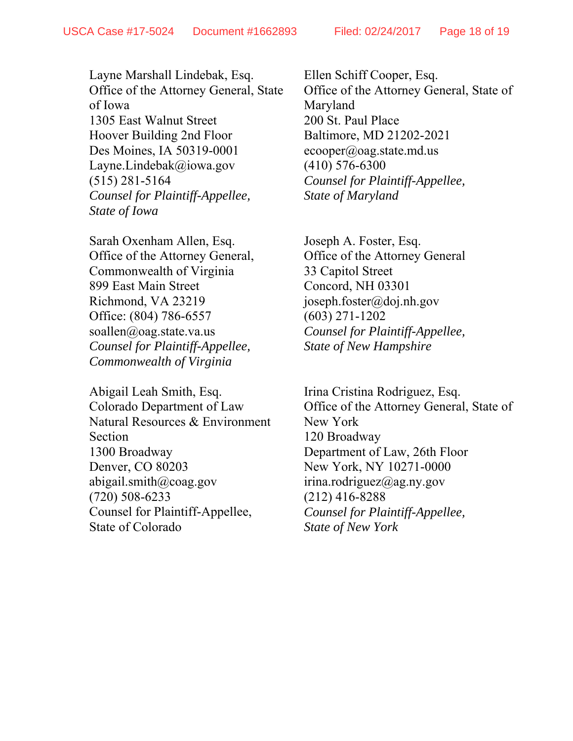Layne Marshall Lindebak, Esq.
Office of the Attorney General, State of Iowa
1305 East Walnut Street
Hoover Building 2nd Floor
Des Moines, IA 50319-0001
Layne.Lindebak@iowa.gov
(515) 281-5164
*Counsel for Plaintiff-Appellee, State of Iowa*

Ellen Schiff Cooper, Esq.
Office of the Attorney General, State of Maryland
200 St. Paul Place
Baltimore, MD 21202-2021
ecooper@oag.state.md.us
(410) 576-6300
*Counsel for Plaintiff-Appellee, State of Maryland*

Sarah Oxenham Allen, Esq.
Office of the Attorney General, Commonwealth of Virginia
899 East Main Street
Richmond, VA 23219
Office: (804) 786-6557
soallen@oag.state.va.us
*Counsel for Plaintiff-Appellee, Commonwealth of Virginia*

Joseph A. Foster, Esq.
Office of the Attorney General
33 Capitol Street
Concord, NH 03301
joseph.foster@doj.nh.gov
(603) 271-1202
*Counsel for Plaintiff-Appellee, State of New Hampshire*

Abigail Leah Smith, Esq.
Colorado Department of Law
Natural Resources & Environment Section
1300 Broadway
Denver, CO 80203
abigail.smith@coag.gov
(720) 508-6233
Counsel for Plaintiff-Appellee, State of Colorado

Irina Cristina Rodriguez, Esq.
Office of the Attorney General, State of New York
120 Broadway
Department of Law, 26th Floor
New York, NY 10271-0000
irina.rodriguez@ag.ny.gov
(212) 416-8288
*Counsel for Plaintiff-Appellee, State of New York*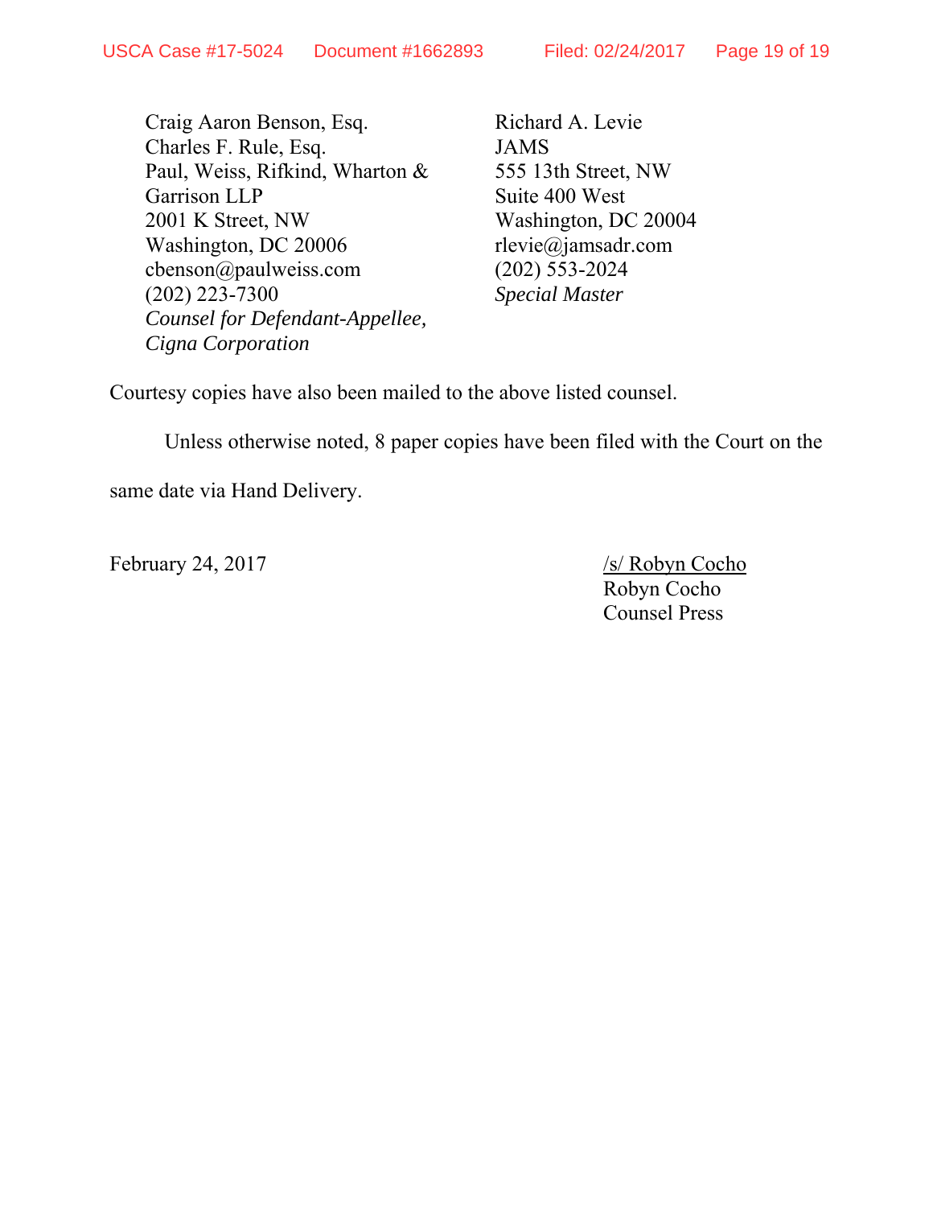Craig Aaron Benson, Esq.
Charles F. Rule, Esq.
Paul, Weiss, Rifkind, Wharton & Garrison LLP
2001 K Street, NW
Washington, DC 20006
cbenson@paulweiss.com
(202) 223-7300
*Counsel for Defendant-Appellee, Cigna Corporation*

Richard A. Levie
JAMS
555 13th Street, NW
Suite 400 West
Washington, DC 20004
rlevie@jamsadr.com
(202) 553-2024
*Special Master*

Courtesy copies have also been mailed to the above listed counsel.

Unless otherwise noted, 8 paper copies have been filed with the Court on the same date via Hand Delivery.

February 24, 2017

/s/ Robyn Cocho
Robyn Cocho
Counsel Press